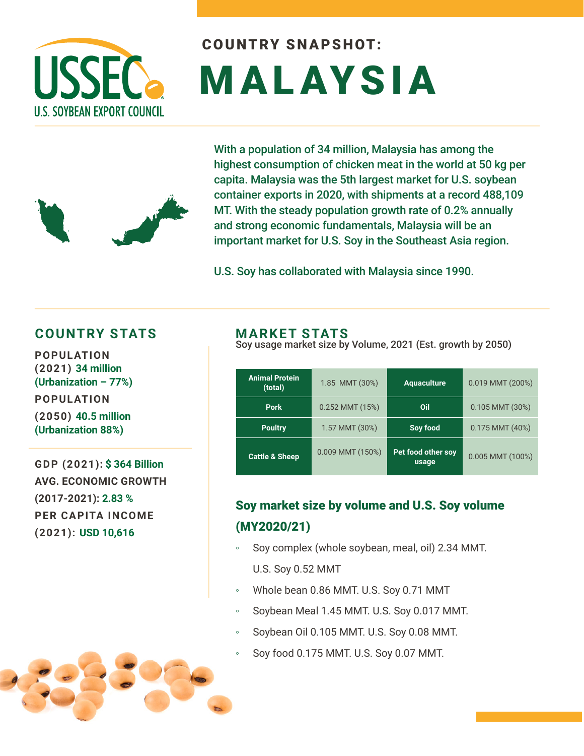USSEC
U.S. SOYBEAN EXPORT COUNCIL

# COUNTRY SNAPSHOT: MALAYSIA

With a population of 34 million, Malaysia has among the highest consumption of chicken meat in the world at 50 kg per capita. Malaysia was the 5th largest market for U.S. soybean container exports in 2020, with shipments at a record 488,109 MT. With the steady population growth rate of 0.2% annually and strong economic fundamentals, Malaysia will be an important market for U.S. Soy in the Southeast Asia region.

U.S. Soy has collaborated with Malaysia since 1990.

## COUNTRY STATS

**POPULATION (2021)** 34 million (Urbanization – 77%)

**POPULATION (2050)** 40.5 million (Urbanization 88%)

**GDP (2021):** $ 364 Billion

**AVG. ECONOMIC GROWTH (2017-2021):** 2.83 %

**PER CAPITA INCOME (2021):** USD 10,616

## MARKET STATS

Soy usage market size by Volume, 2021 (Est. growth by 2050)

| Animal Protein (total) | 1.85 MMT (30%) | Aquaculture | 0.019 MMT (200%) |
|---|---|---|---|
| Pork | 0.252 MMT (15%) | Oil | 0.105 MMT (30%) |
| Poultry | 1.57 MMT (30%) | Soy food | 0.175 MMT (40%) |
| Cattle & Sheep | 0.009 MMT (150%) | Pet food other soy usage | 0.005 MMT (100%) |

### Soy market size by volume and U.S. Soy volume (MY2020/21)

- Soy complex (whole soybean, meal, oil) 2.34 MMT. U.S. Soy 0.52 MMT
- Whole bean 0.86 MMT. U.S. Soy 0.71 MMT
- Soybean Meal 1.45 MMT. U.S. Soy 0.017 MMT.
- Soybean Oil 0.105 MMT. U.S. Soy 0.08 MMT.
- Soy food 0.175 MMT. U.S. Soy 0.07 MMT.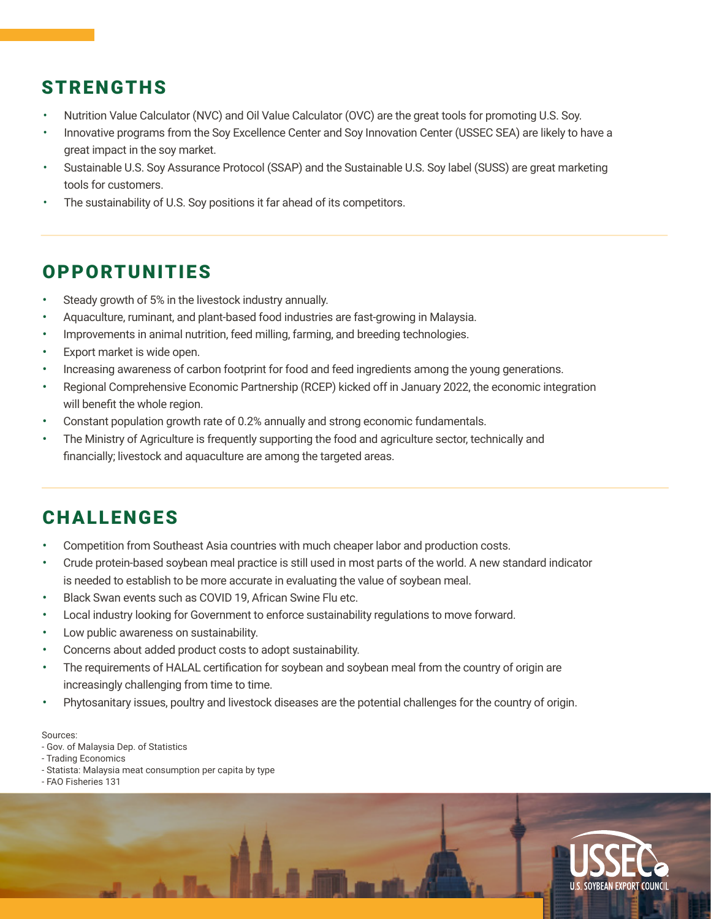## STRENGTHS

- Nutrition Value Calculator (NVC) and Oil Value Calculator (OVC) are the great tools for promoting U.S. Soy.
- Innovative programs from the Soy Excellence Center and Soy Innovation Center (USSEC SEA) are likely to have a great impact in the soy market.
- Sustainable U.S. Soy Assurance Protocol (SSAP) and the Sustainable U.S. Soy label (SUSS) are great marketing tools for customers.
- The sustainability of U.S. Soy positions it far ahead of its competitors.

## OPPORTUNITIES

- Steady growth of 5% in the livestock industry annually.
- Aquaculture, ruminant, and plant-based food industries are fast-growing in Malaysia.
- Improvements in animal nutrition, feed milling, farming, and breeding technologies.
- Export market is wide open.
- Increasing awareness of carbon footprint for food and feed ingredients among the young generations.
- Regional Comprehensive Economic Partnership (RCEP) kicked off in January 2022, the economic integration will benefit the whole region.
- Constant population growth rate of 0.2% annually and strong economic fundamentals.
- The Ministry of Agriculture is frequently supporting the food and agriculture sector, technically and financially; livestock and aquaculture are among the targeted areas.

## CHALLENGES

- Competition from Southeast Asia countries with much cheaper labor and production costs.
- Crude protein-based soybean meal practice is still used in most parts of the world. A new standard indicator is needed to establish to be more accurate in evaluating the value of soybean meal.
- Black Swan events such as COVID 19, African Swine Flu etc.
- Local industry looking for Government to enforce sustainability regulations to move forward.
- Low public awareness on sustainability.
- Concerns about added product costs to adopt sustainability.
- The requirements of HALAL certification for soybean and soybean meal from the country of origin are increasingly challenging from time to time.
- Phytosanitary issues, poultry and livestock diseases are the potential challenges for the country of origin.

Sources:
- Gov. of Malaysia Dep. of Statistics
- Trading Economics
- Statista: Malaysia meat consumption per capita by type
- FAO Fisheries 131

USSEC U.S. SOYBEAN EXPORT COUNCIL